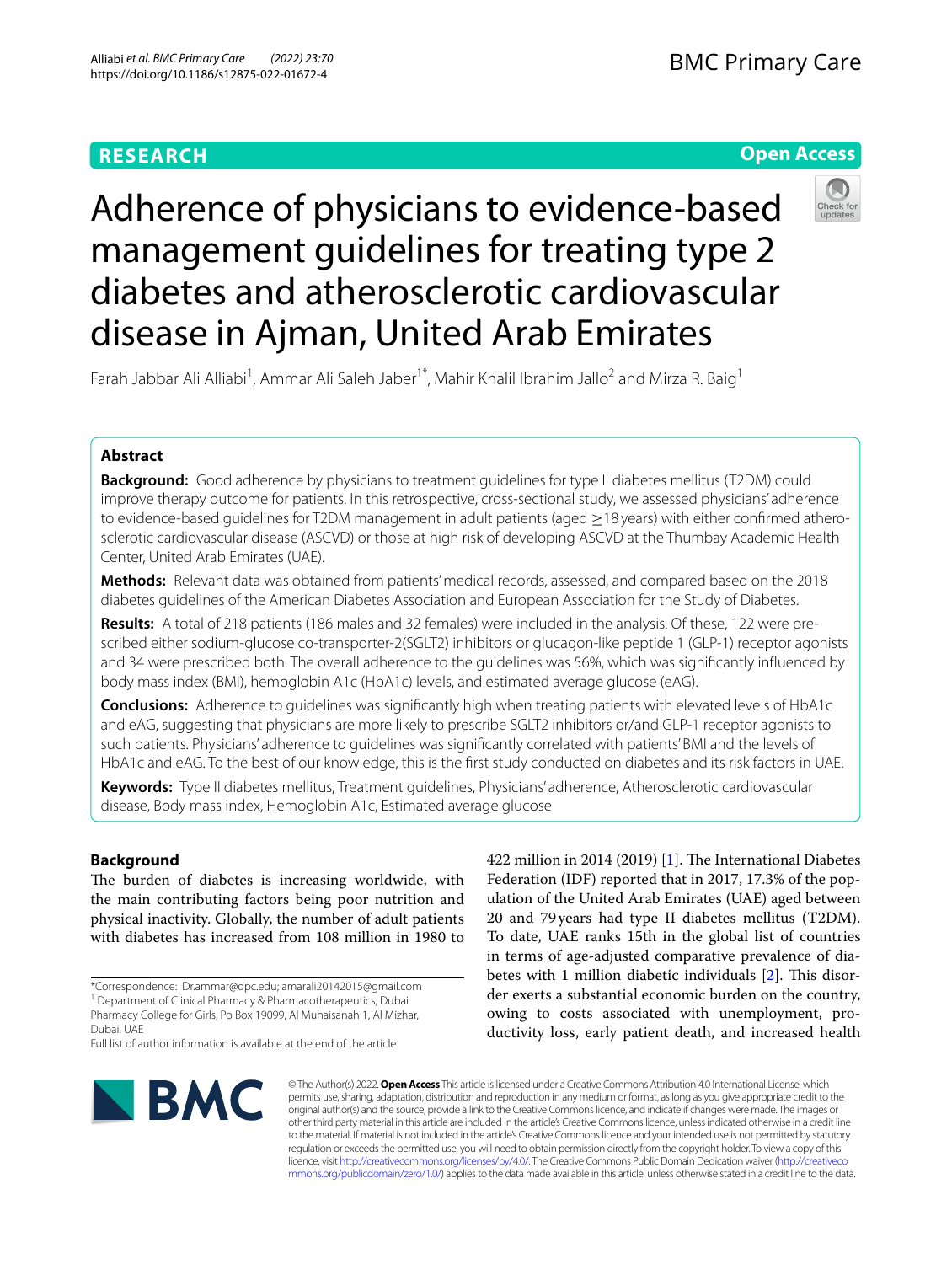RESEARCH

Open Access

# Adherence of physicians to evidence-based management guidelines for treating type 2 diabetes and atherosclerotic cardiovascular disease in Ajman, United Arab Emirates

Farah Jabbar Ali Alliabi[1], Ammar Ali Saleh Jaber[1*], Mahir Khalil Ibrahim Jallo[2] and Mirza R. Baig[1]

## Abstract

**Background:** Good adherence by physicians to treatment guidelines for type II diabetes mellitus (T2DM) could improve therapy outcome for patients. In this retrospective, cross-sectional study, we assessed physicians' adherence to evidence-based guidelines for T2DM management in adult patients (aged ≥18 years) with either confirmed atherosclerotic cardiovascular disease (ASCVD) or those at high risk of developing ASCVD at the Thumbay Academic Health Center, United Arab Emirates (UAE).

**Methods:** Relevant data was obtained from patients' medical records, assessed, and compared based on the 2018 diabetes guidelines of the American Diabetes Association and European Association for the Study of Diabetes.

**Results:** A total of 218 patients (186 males and 32 females) were included in the analysis. Of these, 122 were prescribed either sodium-glucose co-transporter-2(SGLT2) inhibitors or glucagon-like peptide 1 (GLP-1) receptor agonists and 34 were prescribed both. The overall adherence to the guidelines was 56%, which was significantly influenced by body mass index (BMI), hemoglobin A1c (HbA1c) levels, and estimated average glucose (eAG).

**Conclusions:** Adherence to guidelines was significantly high when treating patients with elevated levels of HbA1c and eAG, suggesting that physicians are more likely to prescribe SGLT2 inhibitors or/and GLP-1 receptor agonists to such patients. Physicians' adherence to guidelines was significantly correlated with patients' BMI and the levels of HbA1c and eAG. To the best of our knowledge, this is the first study conducted on diabetes and its risk factors in UAE.

**Keywords:** Type II diabetes mellitus, Treatment guidelines, Physicians' adherence, Atherosclerotic cardiovascular disease, Body mass index, Hemoglobin A1c, Estimated average glucose

## Background

The burden of diabetes is increasing worldwide, with the main contributing factors being poor nutrition and physical inactivity. Globally, the number of adult patients with diabetes has increased from 108 million in 1980 to 422 million in 2014 (2019) [1]. The International Diabetes Federation (IDF) reported that in 2017, 17.3% of the population of the United Arab Emirates (UAE) aged between 20 and 79 years had type II diabetes mellitus (T2DM). To date, UAE ranks 15th in the global list of countries in terms of age-adjusted comparative prevalence of diabetes with 1 million diabetic individuals [2]. This disorder exerts a substantial economic burden on the country, owing to costs associated with unemployment, productivity loss, early patient death, and increased health

*Correspondence: Dr.ammar@dpc.edu; amarali20142015@gmail.com
[1] Department of Clinical Pharmacy & Pharmacotherapeutics, Dubai Pharmacy College for Girls, Po Box 19099, Al Muhaisanah 1, Al Mizhar, Dubai, UAE
Full list of author information is available at the end of the article

© The Author(s) 2022. **Open Access** This article is licensed under a Creative Commons Attribution 4.0 International License, which permits use, sharing, adaptation, distribution and reproduction in any medium or format, as long as you give appropriate credit to the original author(s) and the source, provide a link to the Creative Commons licence, and indicate if changes were made. The images or other third party material in this article are included in the article's Creative Commons licence, unless indicated otherwise in a credit line to the material. If material is not included in the article's Creative Commons licence and your intended use is not permitted by statutory regulation or exceeds the permitted use, you will need to obtain permission directly from the copyright holder. To view a copy of this licence, visit http://creativecommons.org/licenses/by/4.0/. The Creative Commons Public Domain Dedication waiver (http://creativecommons.org/publicdomain/zero/1.0/) applies to the data made available in this article, unless otherwise stated in a credit line to the data.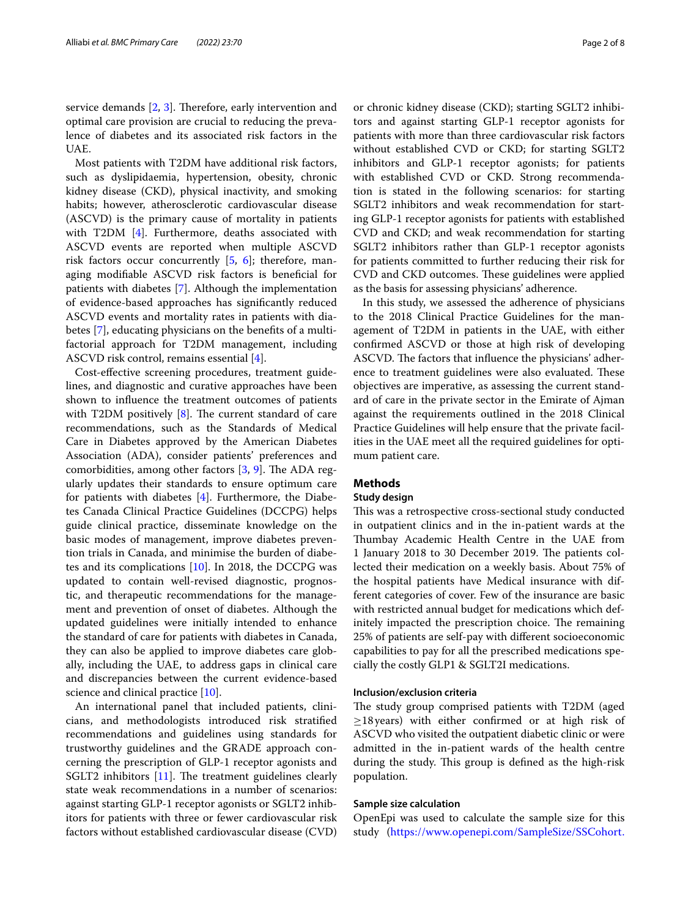service demands [2, 3]. Therefore, early intervention and optimal care provision are crucial to reducing the prevalence of diabetes and its associated risk factors in the UAE.

Most patients with T2DM have additional risk factors, such as dyslipidaemia, hypertension, obesity, chronic kidney disease (CKD), physical inactivity, and smoking habits; however, atherosclerotic cardiovascular disease (ASCVD) is the primary cause of mortality in patients with T2DM [4]. Furthermore, deaths associated with ASCVD events are reported when multiple ASCVD risk factors occur concurrently [5, 6]; therefore, managing modifiable ASCVD risk factors is beneficial for patients with diabetes [7]. Although the implementation of evidence-based approaches has significantly reduced ASCVD events and mortality rates in patients with diabetes [7], educating physicians on the benefits of a multifactorial approach for T2DM management, including ASCVD risk control, remains essential [4].

Cost-effective screening procedures, treatment guidelines, and diagnostic and curative approaches have been shown to influence the treatment outcomes of patients with T2DM positively [8]. The current standard of care recommendations, such as the Standards of Medical Care in Diabetes approved by the American Diabetes Association (ADA), consider patients' preferences and comorbidities, among other factors [3, 9]. The ADA regularly updates their standards to ensure optimum care for patients with diabetes [4]. Furthermore, the Diabetes Canada Clinical Practice Guidelines (DCCPG) helps guide clinical practice, disseminate knowledge on the basic modes of management, improve diabetes prevention trials in Canada, and minimise the burden of diabetes and its complications [10]. In 2018, the DCCPG was updated to contain well-revised diagnostic, prognostic, and therapeutic recommendations for the management and prevention of onset of diabetes. Although the updated guidelines were initially intended to enhance the standard of care for patients with diabetes in Canada, they can also be applied to improve diabetes care globally, including the UAE, to address gaps in clinical care and discrepancies between the current evidence-based science and clinical practice [10].

An international panel that included patients, clinicians, and methodologists introduced risk stratified recommendations and guidelines using standards for trustworthy guidelines and the GRADE approach concerning the prescription of GLP-1 receptor agonists and SGLT2 inhibitors [11]. The treatment guidelines clearly state weak recommendations in a number of scenarios: against starting GLP-1 receptor agonists or SGLT2 inhibitors for patients with three or fewer cardiovascular risk factors without established cardiovascular disease (CVD) or chronic kidney disease (CKD); starting SGLT2 inhibitors and against starting GLP-1 receptor agonists for patients with more than three cardiovascular risk factors without established CVD or CKD; for starting SGLT2 inhibitors and GLP-1 receptor agonists; for patients with established CVD or CKD. Strong recommendation is stated in the following scenarios: for starting SGLT2 inhibitors and weak recommendation for starting GLP-1 receptor agonists for patients with established CVD and CKD; and weak recommendation for starting SGLT2 inhibitors rather than GLP-1 receptor agonists for patients committed to further reducing their risk for CVD and CKD outcomes. These guidelines were applied as the basis for assessing physicians' adherence.

In this study, we assessed the adherence of physicians to the 2018 Clinical Practice Guidelines for the management of T2DM in patients in the UAE, with either confirmed ASCVD or those at high risk of developing ASCVD. The factors that influence the physicians' adherence to treatment guidelines were also evaluated. These objectives are imperative, as assessing the current standard of care in the private sector in the Emirate of Ajman against the requirements outlined in the 2018 Clinical Practice Guidelines will help ensure that the private facilities in the UAE meet all the required guidelines for optimum patient care.

## Methods

### Study design

This was a retrospective cross-sectional study conducted in outpatient clinics and in the in-patient wards at the Thumbay Academic Health Centre in the UAE from 1 January 2018 to 30 December 2019. The patients collected their medication on a weekly basis. About 75% of the hospital patients have Medical insurance with different categories of cover. Few of the insurance are basic with restricted annual budget for medications which definitely impacted the prescription choice. The remaining 25% of patients are self-pay with different socioeconomic capabilities to pay for all the prescribed medications specially the costly GLP1 & SGLT2I medications.

### Inclusion/exclusion criteria

The study group comprised patients with T2DM (aged ≥18 years) with either confirmed or at high risk of ASCVD who visited the outpatient diabetic clinic or were admitted in the in-patient wards of the health centre during the study. This group is defined as the high-risk population.

### Sample size calculation

OpenEpi was used to calculate the sample size for this study (https://www.openepi.com/SampleSize/SSCohort.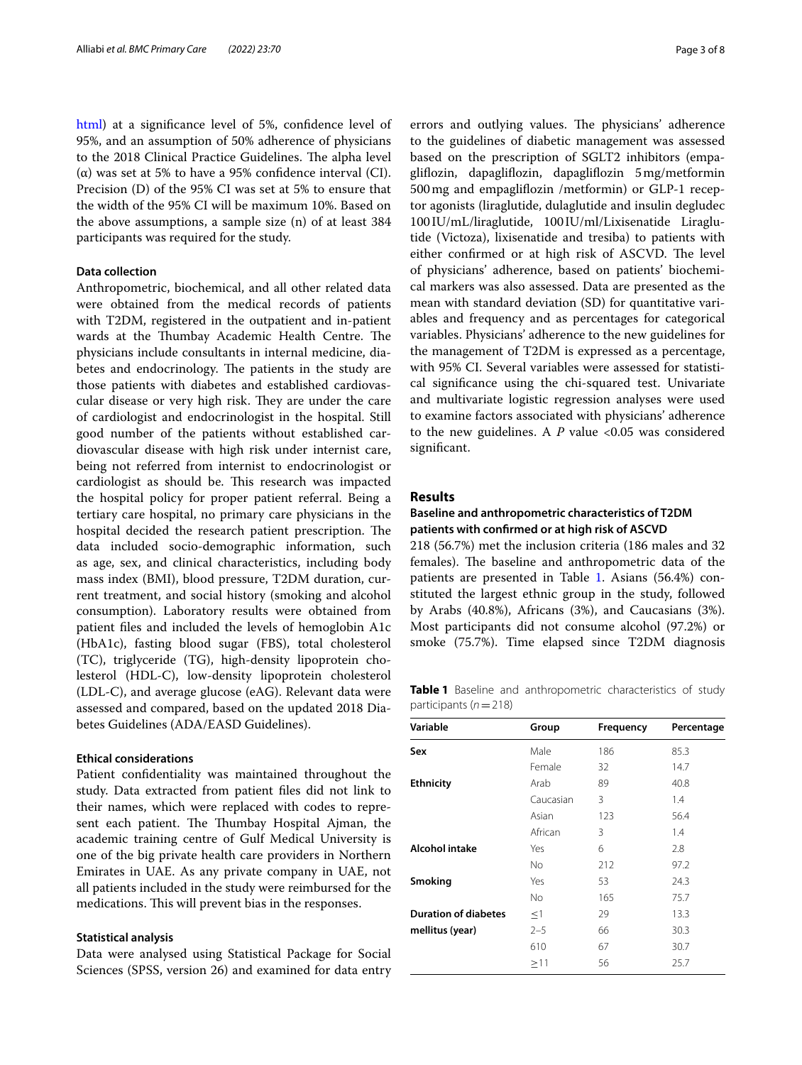html) at a significance level of 5%, confidence level of 95%, and an assumption of 50% adherence of physicians to the 2018 Clinical Practice Guidelines. The alpha level (α) was set at 5% to have a 95% confidence interval (CI). Precision (D) of the 95% CI was set at 5% to ensure that the width of the 95% CI will be maximum 10%. Based on the above assumptions, a sample size (n) of at least 384 participants was required for the study.

### Data collection

Anthropometric, biochemical, and all other related data were obtained from the medical records of patients with T2DM, registered in the outpatient and in-patient wards at the Thumbay Academic Health Centre. The physicians include consultants in internal medicine, diabetes and endocrinology. The patients in the study are those patients with diabetes and established cardiovascular disease or very high risk. They are under the care of cardiologist and endocrinologist in the hospital. Still good number of the patients without established cardiovascular disease with high risk under internist care, being not referred from internist to endocrinologist or cardiologist as should be. This research was impacted the hospital policy for proper patient referral. Being a tertiary care hospital, no primary care physicians in the hospital decided the research patient prescription. The data included socio-demographic information, such as age, sex, and clinical characteristics, including body mass index (BMI), blood pressure, T2DM duration, current treatment, and social history (smoking and alcohol consumption). Laboratory results were obtained from patient files and included the levels of hemoglobin A1c (HbA1c), fasting blood sugar (FBS), total cholesterol (TC), triglyceride (TG), high-density lipoprotein cholesterol (HDL-C), low-density lipoprotein cholesterol (LDL-C), and average glucose (eAG). Relevant data were assessed and compared, based on the updated 2018 Diabetes Guidelines (ADA/EASD Guidelines).

### Ethical considerations

Patient confidentiality was maintained throughout the study. Data extracted from patient files did not link to their names, which were replaced with codes to represent each patient. The Thumbay Hospital Ajman, the academic training centre of Gulf Medical University is one of the big private health care providers in Northern Emirates in UAE. As any private company in UAE, not all patients included in the study were reimbursed for the medications. This will prevent bias in the responses.

### Statistical analysis

Data were analysed using Statistical Package for Social Sciences (SPSS, version 26) and examined for data entry errors and outlying values. The physicians' adherence to the guidelines of diabetic management was assessed based on the prescription of SGLT2 inhibitors (empagliflozin, dapagliflozin, dapagliflozin 5 mg/metformin 500 mg and empagliflozin /metformin) or GLP-1 receptor agonists (liraglutide, dulaglutide and insulin degludec 100 IU/mL/liraglutide, 100 IU/ml/Lixisenatide Liraglutide (Victoza), lixisenatide and tresiba) to patients with either confirmed or at high risk of ASCVD. The level of physicians' adherence, based on patients' biochemical markers was also assessed. Data are presented as the mean with standard deviation (SD) for quantitative variables and frequency and as percentages for categorical variables. Physicians' adherence to the new guidelines for the management of T2DM is expressed as a percentage, with 95% CI. Several variables were assessed for statistical significance using the chi-squared test. Univariate and multivariate logistic regression analyses were used to examine factors associated with physicians' adherence to the new guidelines. A $P$ value <0.05 was considered significant.

## Results

### Baseline and anthropometric characteristics of T2DM patients with confirmed or at high risk of ASCVD

218 (56.7%) met the inclusion criteria (186 males and 32 females). The baseline and anthropometric data of the patients are presented in Table 1. Asians (56.4%) constituted the largest ethnic group in the study, followed by Arabs (40.8%), Africans (3%), and Caucasians (3%). Most participants did not consume alcohol (97.2%) or smoke (75.7%). Time elapsed since T2DM diagnosis

**Table 1** Baseline and anthropometric characteristics of study participants ($n=218$)

| Variable | Group | Frequency | Percentage |
|---|---|---|---|
| **Sex** | Male | 186 | 85.3 |
| | Female | 32 | 14.7 |
| **Ethnicity** | Arab | 89 | 40.8 |
| | Caucasian | 3 | 1.4 |
| | Asian | 123 | 56.4 |
| | African | 3 | 1.4 |
| **Alcohol intake** | Yes | 6 | 2.8 |
| | No | 212 | 97.2 |
| **Smoking** | Yes | 53 | 24.3 |
| | No | 165 | 75.7 |
| **Duration of diabetes mellitus (year)** | ≤1 | 29 | 13.3 |
| | 2–5 | 66 | 30.3 |
| | 610 | 67 | 30.7 |
| | ≥11 | 56 | 25.7 |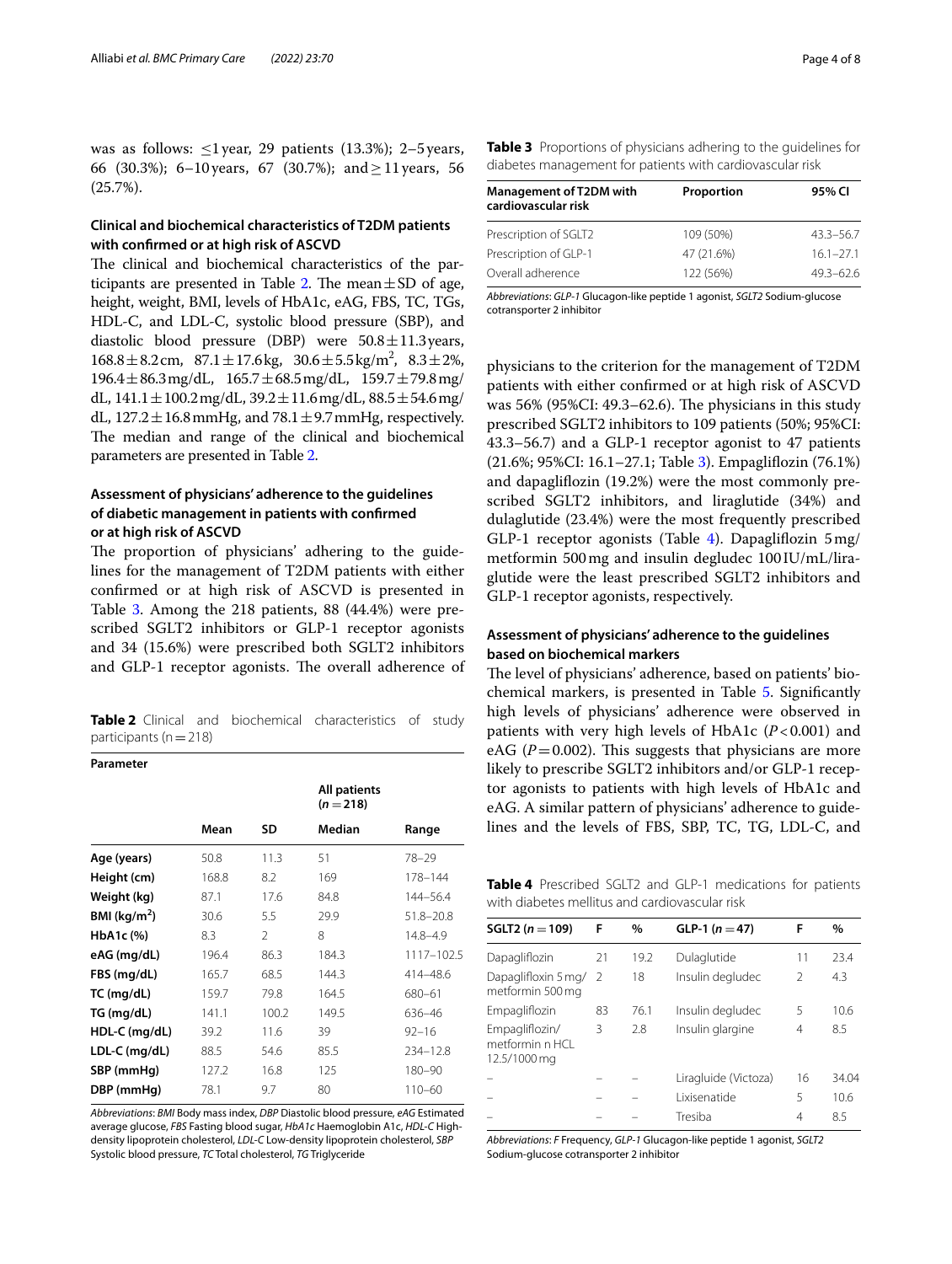was as follows: ≤1 year, 29 patients (13.3%); 2–5 years, 66 (30.3%); 6–10 years, 67 (30.7%); and ≥ 11 years, 56 (25.7%).

### Clinical and biochemical characteristics of T2DM patients with confirmed or at high risk of ASCVD

The clinical and biochemical characteristics of the participants are presented in Table 2. The mean ± SD of age, height, weight, BMI, levels of HbA1c, eAG, FBS, TC, TGs, HDL-C, and LDL-C, systolic blood pressure (SBP), and diastolic blood pressure (DBP) were 50.8 ± 11.3 years, 168.8 ± 8.2 cm, 87.1 ± 17.6 kg, 30.6 ± 5.5 kg/m$^2$, 8.3 ± 2%, 196.4 ± 86.3 mg/dL, 165.7 ± 68.5 mg/dL, 159.7 ± 79.8 mg/dL, 141.1 ± 100.2 mg/dL, 39.2 ± 11.6 mg/dL, 88.5 ± 54.6 mg/dL, 127.2 ± 16.8 mmHg, and 78.1 ± 9.7 mmHg, respectively. The median and range of the clinical and biochemical parameters are presented in Table 2.

### Assessment of physicians' adherence to the guidelines of diabetic management in patients with confirmed or at high risk of ASCVD

The proportion of physicians' adhering to the guidelines for the management of T2DM patients with either confirmed or at high risk of ASCVD is presented in Table 3. Among the 218 patients, 88 (44.4%) were prescribed SGLT2 inhibitors or GLP-1 receptor agonists and 34 (15.6%) were prescribed both SGLT2 inhibitors and GLP-1 receptor agonists. The overall adherence of physicians to the criterion for the management of T2DM patients with either confirmed or at high risk of ASCVD was 56% (95%CI: 49.3–62.6). The physicians in this study prescribed SGLT2 inhibitors to 109 patients (50%; 95%CI: 43.3–56.7) and a GLP-1 receptor agonist to 47 patients (21.6%; 95%CI: 16.1–27.1; Table 3). Empagliflozin (76.1%) and dapagliflozin (19.2%) were the most commonly prescribed SGLT2 inhibitors, and liraglutide (34%) and dulaglutide (23.4%) were the most frequently prescribed GLP-1 receptor agonists (Table 4). Dapagliflozin 5 mg/metformin 500 mg and insulin degludec 100 IU/mL/liraglutide were the least prescribed SGLT2 inhibitors and GLP-1 receptor agonists, respectively.

**Table 2** Clinical and biochemical characteristics of study participants (n = 218)

| Parameter | All patients (n = 218) | | | |
|---|---|---|---|---|
| | Mean | SD | Median | Range |
| **Age (years)** | 50.8 | 11.3 | 51 | 78–29 |
| **Height (cm)** | 168.8 | 8.2 | 169 | 178–144 |
| **Weight (kg)** | 87.1 | 17.6 | 84.8 | 144–56.4 |
| **BMI (kg/m$^2$)** | 30.6 | 5.5 | 29.9 | 51.8–20.8 |
| **HbA1c (%)** | 8.3 | 2 | 8 | 14.8–4.9 |
| **eAG (mg/dL)** | 196.4 | 86.3 | 184.3 | 1117–102.5 |
| **FBS (mg/dL)** | 165.7 | 68.5 | 144.3 | 414–48.6 |
| **TC (mg/dL)** | 159.7 | 79.8 | 164.5 | 680–61 |
| **TG (mg/dL)** | 141.1 | 100.2 | 149.5 | 636–46 |
| **HDL-C (mg/dL)** | 39.2 | 11.6 | 39 | 92–16 |
| **LDL-C (mg/dL)** | 88.5 | 54.6 | 85.5 | 234–12.8 |
| **SBP (mmHg)** | 127.2 | 16.8 | 125 | 180–90 |
| **DBP (mmHg)** | 78.1 | 9.7 | 80 | 110–60 |

*Abbreviations*: *BMI* Body mass index, *DBP* Diastolic blood pressure, *eAG* Estimated average glucose, *FBS* Fasting blood sugar, *HbA1c* Haemoglobin A1c, *HDL-C* High-density lipoprotein cholesterol, *LDL-C* Low-density lipoprotein cholesterol, *SBP* Systolic blood pressure, *TC* Total cholesterol, *TG* Triglyceride

**Table 3** Proportions of physicians adhering to the guidelines for diabetes management for patients with cardiovascular risk

| Management of T2DM with cardiovascular risk | Proportion | 95% CI |
|---|---|---|
| Prescription of SGLT2 | 109 (50%) | 43.3–56.7 |
| Prescription of GLP-1 | 47 (21.6%) | 16.1–27.1 |
| Overall adherence | 122 (56%) | 49.3–62.6 |

*Abbreviations*: *GLP-1* Glucagon-like peptide 1 agonist, *SGLT2* Sodium-glucose cotransporter 2 inhibitor

### Assessment of physicians' adherence to the guidelines based on biochemical markers

The level of physicians' adherence, based on patients' biochemical markers, is presented in Table 5. Significantly high levels of physicians' adherence were observed in patients with very high levels of HbA1c ($P < 0.001$) and eAG ($P = 0.002$). This suggests that physicians are more likely to prescribe SGLT2 inhibitors and/or GLP-1 receptor agonists to patients with high levels of HbA1c and eAG. A similar pattern of physicians' adherence to guidelines and the levels of FBS, SBP, TC, TG, LDL-C, and

**Table 4** Prescribed SGLT2 and GLP-1 medications for patients with diabetes mellitus and cardiovascular risk

| SGLT2 (n = 109) | F | % | GLP-1 (n = 47) | F | % |
|---|---|---|---|---|---|
| Dapagliflozin | 21 | 19.2 | Dulaglutide | 11 | 23.4 |
| Dapaglifloxin 5 mg/ metformin 500 mg | 2 | 18 | Insulin degludec | 2 | 4.3 |
| Empagliflozin | 83 | 76.1 | Insulin degludec | 5 | 10.6 |
| Empagliflozin/ metformin n HCL 12.5/1000 mg | 3 | 2.8 | Insulin glargine | 4 | 8.5 |
| – | – | – | Liragluide (Victoza) | 16 | 34.04 |
| – | – | – | Lixisenatide | 5 | 10.6 |
| – | – | – | Tresiba | 4 | 8.5 |

*Abbreviations*: *F* Frequency, *GLP-1* Glucagon-like peptide 1 agonist, *SGLT2* Sodium-glucose cotransporter 2 inhibitor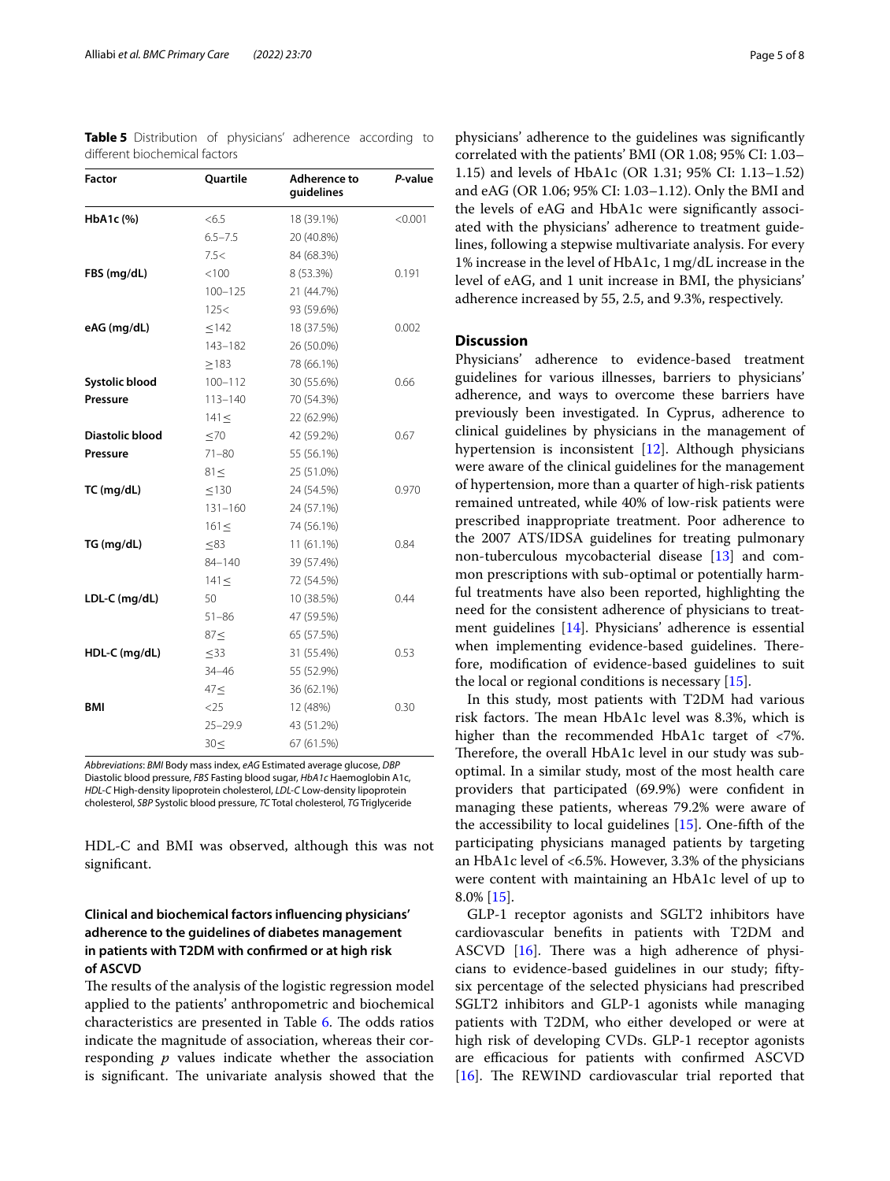**Table 5** Distribution of physicians' adherence according to different biochemical factors

| Factor | Quartile | Adherence to guidelines | *P*-value |
|---|---|---|---|
| **HbA1c (%)** | <6.5 | 18 (39.1%) | <0.001 |
| | 6.5–7.5 | 20 (40.8%) | |
| | 7.5< | 84 (68.3%) | |
| **FBS (mg/dL)** | <100 | 8 (53.3%) | 0.191 |
| | 100–125 | 21 (44.7%) | |
| | 125< | 93 (59.6%) | |
| **eAG (mg/dL)** | ≤142 | 18 (37.5%) | 0.002 |
| | 143–182 | 26 (50.0%) | |
| | ≥183 | 78 (66.1%) | |
| **Systolic blood Pressure** | 100–112 | 30 (55.6%) | 0.66 |
| | 113–140 | 70 (54.3%) | |
| | 141≤ | 22 (62.9%) | |
| **Diastolic blood Pressure** | ≤70 | 42 (59.2%) | 0.67 |
| | 71–80 | 55 (56.1%) | |
| | 81≤ | 25 (51.0%) | |
| **TC (mg/dL)** | ≤130 | 24 (54.5%) | 0.970 |
| | 131–160 | 24 (57.1%) | |
| | 161≤ | 74 (56.1%) | |
| **TG (mg/dL)** | ≤83 | 11 (61.1%) | 0.84 |
| | 84–140 | 39 (57.4%) | |
| | 141≤ | 72 (54.5%) | |
| **LDL-C (mg/dL)** | 50 | 10 (38.5%) | 0.44 |
| | 51–86 | 47 (59.5%) | |
| | 87≤ | 65 (57.5%) | |
| **HDL-C (mg/dL)** | ≤33 | 31 (55.4%) | 0.53 |
| | 34–46 | 55 (52.9%) | |
| | 47≤ | 36 (62.1%) | |
| **BMI** | <25 | 12 (48%) | 0.30 |
| | 25–29.9 | 43 (51.2%) | |
| | 30≤ | 67 (61.5%) | |

*Abbreviations*: *BMI* Body mass index, *eAG* Estimated average glucose, *DBP* Diastolic blood pressure, *FBS* Fasting blood sugar, *HbA1c* Haemoglobin A1c, *HDL-C* High-density lipoprotein cholesterol, *LDL-C* Low-density lipoprotein cholesterol, *SBP* Systolic blood pressure, *TC* Total cholesterol, *TG* Triglyceride

HDL-C and BMI was observed, although this was not significant.

### Clinical and biochemical factors influencing physicians' adherence to the guidelines of diabetes management in patients with T2DM with confirmed or at high risk of ASCVD

The results of the analysis of the logistic regression model applied to the patients' anthropometric and biochemical characteristics are presented in Table 6. The odds ratios indicate the magnitude of association, whereas their corresponding $p$ values indicate whether the association is significant. The univariate analysis showed that the physicians' adherence to the guidelines was significantly correlated with the patients' BMI (OR 1.08; 95% CI: 1.03–1.15) and levels of HbA1c (OR 1.31; 95% CI: 1.13–1.52) and eAG (OR 1.06; 95% CI: 1.03–1.12). Only the BMI and the levels of eAG and HbA1c were significantly associated with the physicians' adherence to treatment guidelines, following a stepwise multivariate analysis. For every 1% increase in the level of HbA1c, 1 mg/dL increase in the level of eAG, and 1 unit increase in BMI, the physicians' adherence increased by 55, 2.5, and 9.3%, respectively.

## Discussion

Physicians' adherence to evidence-based treatment guidelines for various illnesses, barriers to physicians' adherence, and ways to overcome these barriers have previously been investigated. In Cyprus, adherence to clinical guidelines by physicians in the management of hypertension is inconsistent [12]. Although physicians were aware of the clinical guidelines for the management of hypertension, more than a quarter of high-risk patients remained untreated, while 40% of low-risk patients were prescribed inappropriate treatment. Poor adherence to the 2007 ATS/IDSA guidelines for treating pulmonary non-tuberculous mycobacterial disease [13] and common prescriptions with sub-optimal or potentially harmful treatments have also been reported, highlighting the need for the consistent adherence of physicians to treatment guidelines [14]. Physicians' adherence is essential when implementing evidence-based guidelines. Therefore, modification of evidence-based guidelines to suit the local or regional conditions is necessary [15].

In this study, most patients with T2DM had various risk factors. The mean HbA1c level was 8.3%, which is higher than the recommended HbA1c target of <7%. Therefore, the overall HbA1c level in our study was suboptimal. In a similar study, most of the most health care providers that participated (69.9%) were confident in managing these patients, whereas 79.2% were aware of the accessibility to local guidelines [15]. One-fifth of the participating physicians managed patients by targeting an HbA1c level of <6.5%. However, 3.3% of the physicians were content with maintaining an HbA1c level of up to 8.0% [15].

GLP-1 receptor agonists and SGLT2 inhibitors have cardiovascular benefits in patients with T2DM and ASCVD [16]. There was a high adherence of physicians to evidence-based guidelines in our study; fifty-six percentage of the selected physicians had prescribed SGLT2 inhibitors and GLP-1 agonists while managing patients with T2DM, who either developed or were at high risk of developing CVDs. GLP-1 receptor agonists are efficacious for patients with confirmed ASCVD [16]. The REWIND cardiovascular trial reported that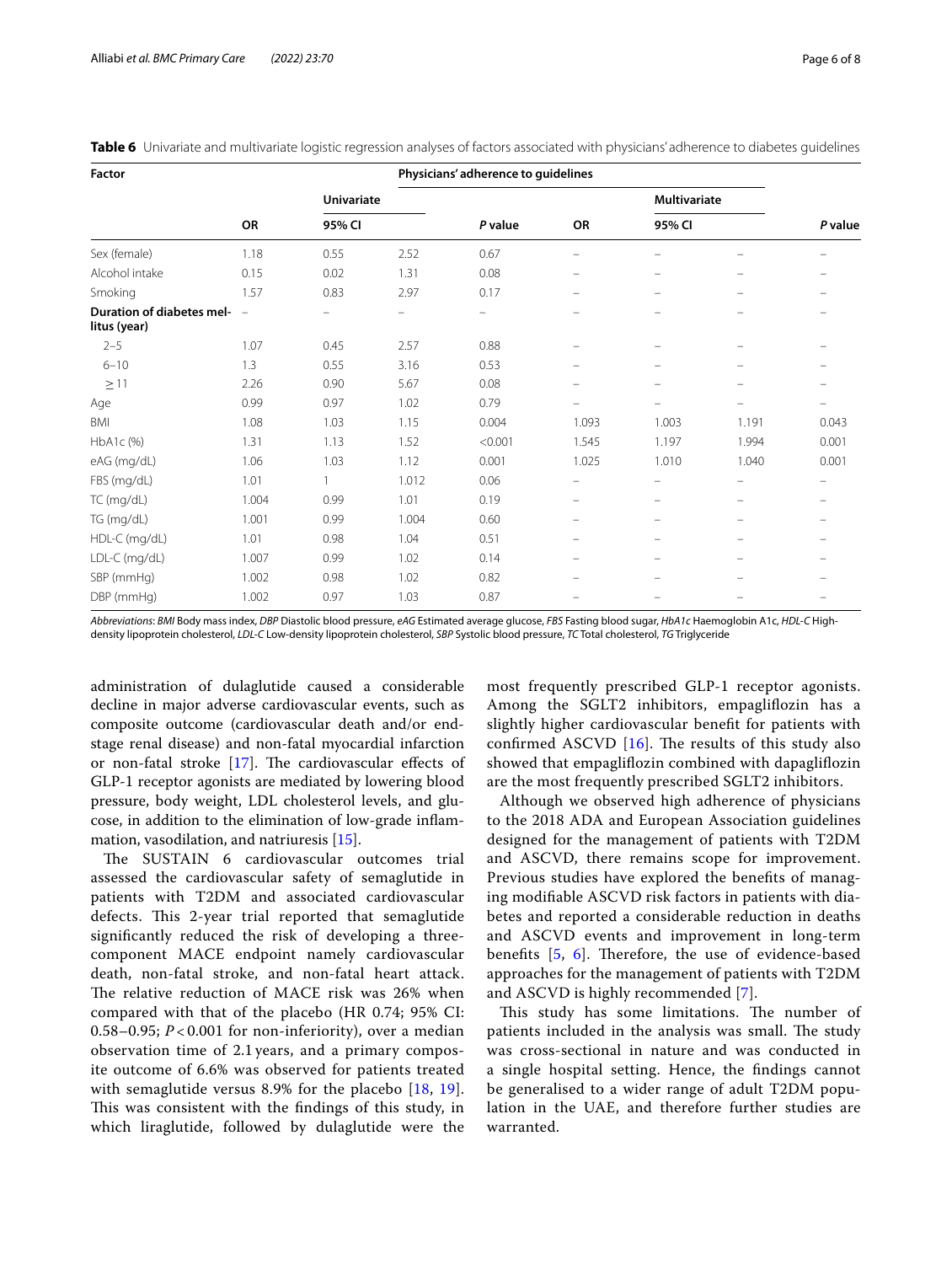**Table 6** Univariate and multivariate logistic regression analyses of factors associated with physicians' adherence to diabetes guidelines

| Factor | Physicians' adherence to guidelines | | | | | | | |
|---|---|---|---|---|---|---|---|---|
| | Univariate | | | | Multivariate | | | |
| | OR | 95% CI | | *P* value | OR | 95% CI | | *P* value |
| Sex (female) | 1.18 | 0.55 | 2.52 | 0.67 | – | – | – | – |
| Alcohol intake | 0.15 | 0.02 | 1.31 | 0.08 | – | – | – | – |
| Smoking | 1.57 | 0.83 | 2.97 | 0.17 | – | – | – | – |
| **Duration of diabetes mellitus (year)** | – | – | – | – | – | – | – | – |
| 2–5 | 1.07 | 0.45 | 2.57 | 0.88 | – | – | – | – |
| 6–10 | 1.3 | 0.55 | 3.16 | 0.53 | – | – | – | – |
| ≥ 11 | 2.26 | 0.90 | 5.67 | 0.08 | – | – | – | – |
| Age | 0.99 | 0.97 | 1.02 | 0.79 | – | – | – | – |
| BMI | 1.08 | 1.03 | 1.15 | 0.004 | 1.093 | 1.003 | 1.191 | 0.043 |
| HbA1c (%) | 1.31 | 1.13 | 1.52 | <0.001 | 1.545 | 1.197 | 1.994 | 0.001 |
| eAG (mg/dL) | 1.06 | 1.03 | 1.12 | 0.001 | 1.025 | 1.010 | 1.040 | 0.001 |
| FBS (mg/dL) | 1.01 | 1 | 1.012 | 0.06 | – | – | – | – |
| TC (mg/dL) | 1.004 | 0.99 | 1.01 | 0.19 | – | – | – | – |
| TG (mg/dL) | 1.001 | 0.99 | 1.004 | 0.60 | – | – | – | – |
| HDL-C (mg/dL) | 1.01 | 0.98 | 1.04 | 0.51 | – | – | – | – |
| LDL-C (mg/dL) | 1.007 | 0.99 | 1.02 | 0.14 | – | – | – | – |
| SBP (mmHg) | 1.002 | 0.98 | 1.02 | 0.82 | – | – | – | – |
| DBP (mmHg) | 1.002 | 0.97 | 1.03 | 0.87 | – | – | – | – |

*Abbreviations*: *BMI* Body mass index, *DBP* Diastolic blood pressure, *eAG* Estimated average glucose, *FBS* Fasting blood sugar, *HbA1c* Haemoglobin A1c, *HDL-C* High-density lipoprotein cholesterol, *LDL-C* Low-density lipoprotein cholesterol, *SBP* Systolic blood pressure, *TC* Total cholesterol, *TG* Triglyceride

administration of dulaglutide caused a considerable decline in major adverse cardiovascular events, such as composite outcome (cardiovascular death and/or end-stage renal disease) and non-fatal myocardial infarction or non-fatal stroke [17]. The cardiovascular effects of GLP-1 receptor agonists are mediated by lowering blood pressure, body weight, LDL cholesterol levels, and glucose, in addition to the elimination of low-grade inflammation, vasodilation, and natriuresis [15].

The SUSTAIN 6 cardiovascular outcomes trial assessed the cardiovascular safety of semaglutide in patients with T2DM and associated cardiovascular defects. This 2-year trial reported that semaglutide significantly reduced the risk of developing a three-component MACE endpoint namely cardiovascular death, non-fatal stroke, and non-fatal heart attack. The relative reduction of MACE risk was 26% when compared with that of the placebo (HR 0.74; 95% CI: 0.58–0.95; $P < 0.001$ for non-inferiority), over a median observation time of 2.1 years, and a primary composite outcome of 6.6% was observed for patients treated with semaglutide versus 8.9% for the placebo [18, 19]. This was consistent with the findings of this study, in which liraglutide, followed by dulaglutide were the most frequently prescribed GLP-1 receptor agonists. Among the SGLT2 inhibitors, empagliflozin has a slightly higher cardiovascular benefit for patients with confirmed ASCVD [16]. The results of this study also showed that empagliflozin combined with dapagliflozin are the most frequently prescribed SGLT2 inhibitors.

Although we observed high adherence of physicians to the 2018 ADA and European Association guidelines designed for the management of patients with T2DM and ASCVD, there remains scope for improvement. Previous studies have explored the benefits of managing modifiable ASCVD risk factors in patients with diabetes and reported a considerable reduction in deaths and ASCVD events and improvement in long-term benefits [5, 6]. Therefore, the use of evidence-based approaches for the management of patients with T2DM and ASCVD is highly recommended [7].

This study has some limitations. The number of patients included in the analysis was small. The study was cross-sectional in nature and was conducted in a single hospital setting. Hence, the findings cannot be generalised to a wider range of adult T2DM population in the UAE, and therefore further studies are warranted.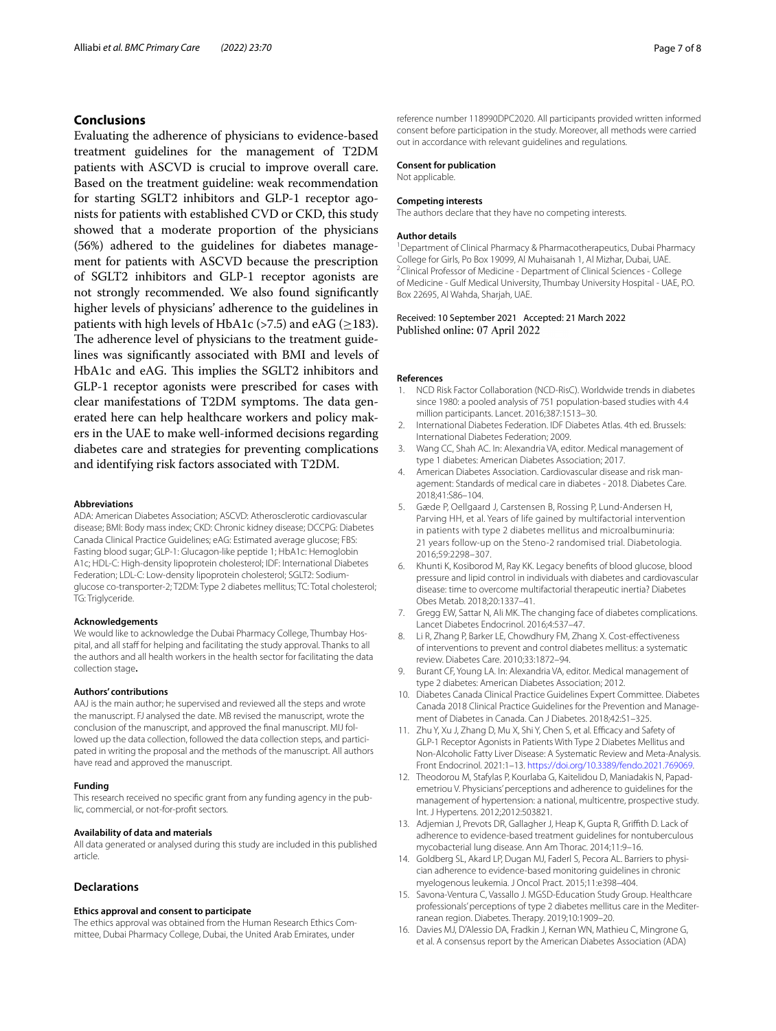## Conclusions

Evaluating the adherence of physicians to evidence-based treatment guidelines for the management of T2DM patients with ASCVD is crucial to improve overall care. Based on the treatment guideline: weak recommendation for starting SGLT2 inhibitors and GLP-1 receptor agonists for patients with established CVD or CKD, this study showed that a moderate proportion of the physicians (56%) adhered to the guidelines for diabetes management for patients with ASCVD because the prescription of SGLT2 inhibitors and GLP-1 receptor agonists are not strongly recommended. We also found significantly higher levels of physicians' adherence to the guidelines in patients with high levels of HbA1c (>7.5) and eAG (≥183). The adherence level of physicians to the treatment guidelines was significantly associated with BMI and levels of HbA1c and eAG. This implies the SGLT2 inhibitors and GLP-1 receptor agonists were prescribed for cases with clear manifestations of T2DM symptoms. The data generated here can help healthcare workers and policy makers in the UAE to make well-informed decisions regarding diabetes care and strategies for preventing complications and identifying risk factors associated with T2DM.

#### Abbreviations

ADA: American Diabetes Association; ASCVD: Atherosclerotic cardiovascular disease; BMI: Body mass index; CKD: Chronic kidney disease; DCCPG: Diabetes Canada Clinical Practice Guidelines; eAG: Estimated average glucose; FBS: Fasting blood sugar; GLP-1: Glucagon-like peptide 1; HbA1c: Hemoglobin A1c; HDL-C: High-density lipoprotein cholesterol; IDF: International Diabetes Federation; LDL-C: Low-density lipoprotein cholesterol; SGLT2: Sodium-glucose co-transporter-2; T2DM: Type 2 diabetes mellitus; TC: Total cholesterol; TG: Triglyceride.

#### Acknowledgements

We would like to acknowledge the Dubai Pharmacy College, Thumbay Hospital, and all staff for helping and facilitating the study approval. Thanks to all the authors and all health workers in the health sector for facilitating the data collection stage**.**

#### Authors' contributions

AAJ is the main author; he supervised and reviewed all the steps and wrote the manuscript. FJ analysed the date. MB revised the manuscript, wrote the conclusion of the manuscript, and approved the final manuscript. MIJ followed up the data collection, followed the data collection steps, and participated in writing the proposal and the methods of the manuscript. All authors have read and approved the manuscript.

#### Funding

This research received no specific grant from any funding agency in the public, commercial, or not-for-profit sectors.

#### Availability of data and materials

All data generated or analysed during this study are included in this published article.

## Declarations

#### Ethics approval and consent to participate

The ethics approval was obtained from the Human Research Ethics Committee, Dubai Pharmacy College, Dubai, the United Arab Emirates, under reference number 118990DPC2020. All participants provided written informed consent before participation in the study. Moreover, all methods were carried out in accordance with relevant guidelines and regulations.

#### Consent for publication

Not applicable.

#### Competing interests

The authors declare that they have no competing interests.

#### Author details

[1]Department of Clinical Pharmacy & Pharmacotherapeutics, Dubai Pharmacy College for Girls, Po Box 19099, Al Muhaisanah 1, Al Mizhar, Dubai, UAE. [2]Clinical Professor of Medicine - Department of Clinical Sciences - College of Medicine - Gulf Medical University, Thumbay University Hospital - UAE, P.O. Box 22695, Al Wahda, Sharjah, UAE.

Received: 10 September 2021 Accepted: 21 March 2022
Published online: 07 April 2022

#### References

1. NCD Risk Factor Collaboration (NCD-RisC). Worldwide trends in diabetes since 1980: a pooled analysis of 751 population-based studies with 4.4 million participants. Lancet. 2016;387:1513–30.
2. International Diabetes Federation. IDF Diabetes Atlas. 4th ed. Brussels: International Diabetes Federation; 2009.
3. Wang CC, Shah AC. In: Alexandria VA, editor. Medical management of type 1 diabetes: American Diabetes Association; 2017.
4. American Diabetes Association. Cardiovascular disease and risk management: Standards of medical care in diabetes - 2018. Diabetes Care. 2018;41:S86–104.
5. Gæde P, Oellgaard J, Carstensen B, Rossing P, Lund-Andersen H, Parving HH, et al. Years of life gained by multifactorial intervention in patients with type 2 diabetes mellitus and microalbuminuria: 21 years follow-up on the Steno-2 randomised trial. Diabetologia. 2016;59:2298–307.
6. Khunti K, Kosiborod M, Ray KK. Legacy benefits of blood glucose, blood pressure and lipid control in individuals with diabetes and cardiovascular disease: time to overcome multifactorial therapeutic inertia? Diabetes Obes Metab. 2018;20:1337–41.
7. Gregg EW, Sattar N, Ali MK. The changing face of diabetes complications. Lancet Diabetes Endocrinol. 2016;4:537–47.
8. Li R, Zhang P, Barker LE, Chowdhury FM, Zhang X. Cost-effectiveness of interventions to prevent and control diabetes mellitus: a systematic review. Diabetes Care. 2010;33:1872–94.
9. Burant CF, Young LA. In: Alexandria VA, editor. Medical management of type 2 diabetes: American Diabetes Association; 2012.
10. Diabetes Canada Clinical Practice Guidelines Expert Committee. Diabetes Canada 2018 Clinical Practice Guidelines for the Prevention and Management of Diabetes in Canada. Can J Diabetes. 2018;42:S1–325.
11. Zhu Y, Xu J, Zhang D, Mu X, Shi Y, Chen S, et al. Efficacy and Safety of GLP-1 Receptor Agonists in Patients With Type 2 Diabetes Mellitus and Non-Alcoholic Fatty Liver Disease: A Systematic Review and Meta-Analysis. Front Endocrinol. 2021:1–13. https://doi.org/10.3389/fendo.2021.769069.
12. Theodorou M, Stafylas P, Kourlaba G, Kaitelidou D, Maniadakis N, Papademetriou V. Physicians' perceptions and adherence to guidelines for the management of hypertension: a national, multicentre, prospective study. Int. J Hypertens. 2012;2012:503821.
13. Adjemian J, Prevots DR, Gallagher J, Heap K, Gupta R, Griffith D. Lack of adherence to evidence-based treatment guidelines for nontuberculous mycobacterial lung disease. Ann Am Thorac. 2014;11:9–16.
14. Goldberg SL, Akard LP, Dugan MJ, Faderl S, Pecora AL. Barriers to physician adherence to evidence-based monitoring guidelines in chronic myelogenous leukemia. J Oncol Pract. 2015;11:e398–404.
15. Savona-Ventura C, Vassallo J. MGSD-Education Study Group. Healthcare professionals' perceptions of type 2 diabetes mellitus care in the Mediterranean region. Diabetes. Therapy. 2019;10:1909–20.
16. Davies MJ, D'Alessio DA, Fradkin J, Kernan WN, Mathieu C, Mingrone G, et al. A consensus report by the American Diabetes Association (ADA)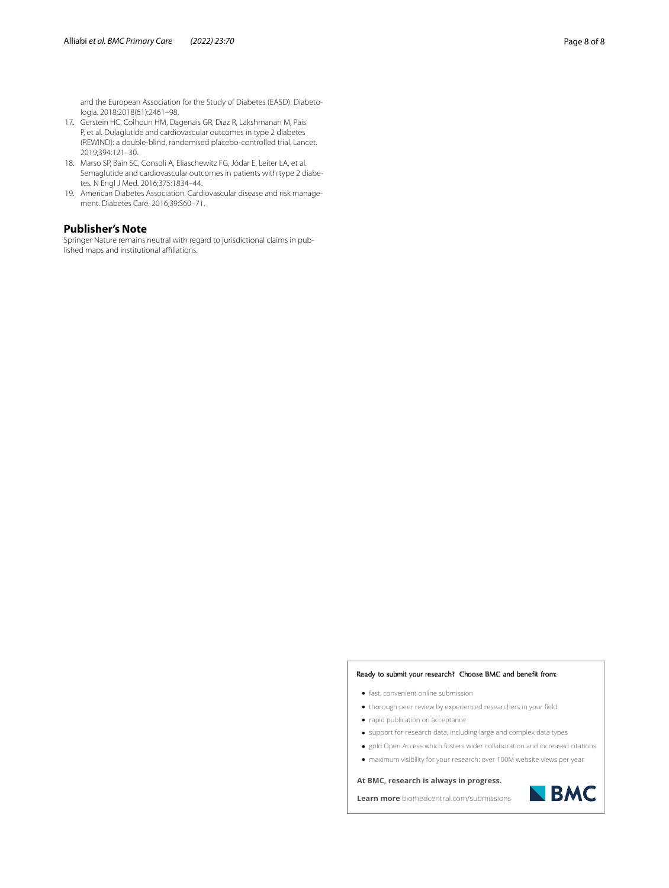and the European Association for the Study of Diabetes (EASD). Diabetologia. 2018;2018(61):2461–98.

17. Gerstein HC, Colhoun HM, Dagenais GR, Diaz R, Lakshmanan M, Pais P, et al. Dulaglutide and cardiovascular outcomes in type 2 diabetes (REWIND): a double-blind, randomised placebo-controlled trial. Lancet. 2019;394:121–30.
18. Marso SP, Bain SC, Consoli A, Eliaschewitz FG, Jódar E, Leiter LA, et al. Semaglutide and cardiovascular outcomes in patients with type 2 diabetes. N Engl J Med. 2016;375:1834–44.
19. American Diabetes Association. Cardiovascular disease and risk management. Diabetes Care. 2016;39:S60–71.

## Publisher's Note

Springer Nature remains neutral with regard to jurisdictional claims in published maps and institutional affiliations.

Ready to submit your research? Choose BMC and benefit from:

- fast, convenient online submission
- thorough peer review by experienced researchers in your field
- rapid publication on acceptance
- support for research data, including large and complex data types
- gold Open Access which fosters wider collaboration and increased citations
- maximum visibility for your research: over 100M website views per year

**At BMC, research is always in progress.**

**Learn more** biomedcentral.com/submissions

BMC